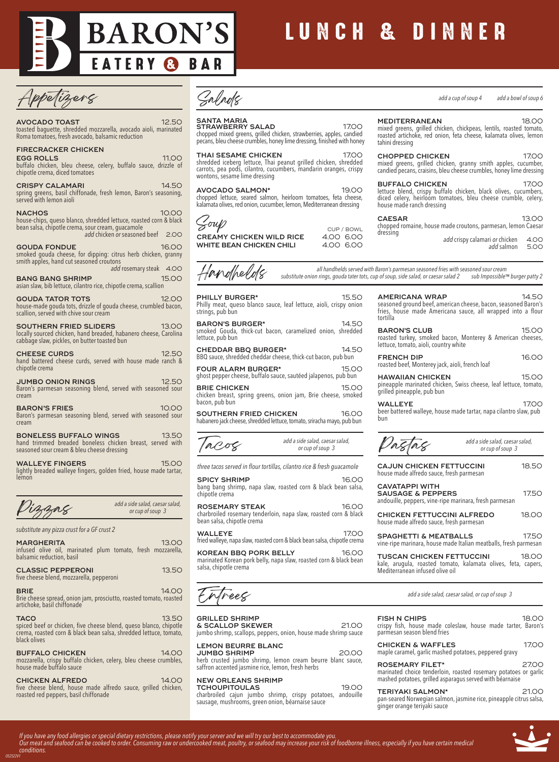# BARON'S EATERY & BAR

# LUNCH & DINNER

## Appetizers

**AVOCADO TOAST** 12.50
toasted baguette, shredded mozzarella, avocado aioli, marinated Roma tomatoes, fresh avocado, balsamic reduction

**FIRECRACKER CHICKEN EGG ROLLS** 11.00
buffalo chicken, bleu cheese, celery, buffalo sauce, drizzle of chipotle crema, diced tomatoes

**CRISPY CALAMARI** 14.50
spring greens, basil chiffonade, fresh lemon, Baron's seasoning, served with lemon aioli

**NACHOS** 10.00
house-chips, queso blanco, shredded lettuce, roasted corn & black bean salsa, chipotle crema, sour cream, guacamole
*add* chicken *or* seasoned beef 2.00

**GOUDA FONDUE** 16.00
smoked gouda cheese, for dipping: citrus herb chicken, granny smith apples, hand cut seasoned croutons
*add* rosemary steak 4.00

**BANG BANG SHRIMP** 15.00
asian slaw, bib lettuce, cilantro rice, chipotle crema, scallion

**GOUDA TATOR TOTS** 12.00
house-made gouda tots, drizzle of gouda cheese, crumbled bacon, scallion, served with chive sour cream

**SOUTHERN FRIED SLIDERS** 13.00
locally sourced chicken, hand breaded, habanero cheese, Carolina cabbage slaw, pickles, on butter toasted bun

**CHEESE CURDS** 12.50
hand battered cheese curds, served with house made ranch & chipotle crema

**JUMBO ONION RINGS** 12.50
Baron's parmesan seasoning blend, served with seasoned sour cream

**BARON'S FRIES** 10.00
Baron's parmesan seasoning blend, served with seasoned sour cream

**BONELESS BUFFALO WINGS** 13.50
hand trimmed breaded boneless chicken breast, served with seasoned sour cream & bleu cheese dressing

**WALLEYE FINGERS** 15.00
lightly breaded walleye fingers, golden fried, house made tartar, lemon

## Pizzas

*add a side salad, caesar salad, or cup of soup 3*

*substitute any pizza crust for a GF crust 2*

**MARGHERITA** 13.00
infused olive oil, marinated plum tomato, fresh mozzarella, balsamic reduction, basil

**CLASSIC PEPPERONI** 13.50
five cheese blend, mozzarella, pepperoni

**BRIE** 14.00
Brie cheese spread, onion jam, prosciutto, roasted tomato, roasted artichoke, basil chiffonade

**TACO** 13.50
spiced beef or chicken, five cheese blend, queso blanco, chipotle crema, roasted corn & black bean salsa, shredded lettuce, tomato, black olives

**BUFFALO CHICKEN** 14.00
mozzarella, crispy buffalo chicken, celery, bleu cheese crumbles, house made buffalo sauce

**CHICKEN ALFREDO** 14.00
five cheese blend, house made alfredo sauce, grilled chicken, roasted red peppers, basil chiffonade

## Salads

*add a cup of soup 4* *add a bowl of soup 6*

**SANTA MARIA STRAWBERRY SALAD** 17.00
chopped mixed greens, grilled chicken, strawberries, apples, candied pecans, bleu cheese crumbles, honey lime dressing, finished with honey

**THAI SESAME CHICKEN** 17.00
shredded iceberg lettuce, Thai peanut grilled chicken, shredded carrots, pea pods, cilantro, cucumbers, mandarin oranges, crispy wontons, sesame lime dressing

**AVOCADO SALMON*** 19.00
chopped lettuce, seared salmon, heirloom tomatoes, feta cheese, kalamata olives, red onion, cucumber, lemon, Mediterranean dressing

**MEDITERRANEAN** 18.00
mixed greens, grilled chicken, chickpeas, lentils, roasted tomato, roasted artichoke, red onion, feta cheese, kalamata olives, lemon tahini dressing

**CHOPPED CHICKEN** 17.00
mixed greens, grilled chicken, granny smith apples, cucumber, candied pecans, craisins, bleu cheese crumbles, honey lime dressing

**BUFFALO CHICKEN** 17.00
lettuce blend, crispy buffalo chicken, black olives, cucumbers, diced celery, heirloom tomatoes, bleu cheese crumble, celery, house made ranch dressing

**CAESAR** 13.00
chopped romaine, house made croutons, parmesan, lemon Caesar dressing
*add* crispy calamari *or* chicken 4.00
*add* salmon 5.00

## Soup

| | CUP / BOWL |
|---|---|
| **CREAMY CHICKEN WILD RICE** | 4.00 6.00 |
| **WHITE BEAN CHICKEN CHILI** | 4.00 6.00 |

## Handhelds

*all handhelds served with Baron's parmesan seasoned fries with seasoned sour cream*
*substitute onion rings, gouda tater tots, cup of soup, side salad, or caesar salad 2* *sub Impossible™ burger patty 2*

**PHILLY BURGER*** 15.50
Philly meat, queso blanco sauce, leaf lettuce, aioli, crispy onion strings, pub bun

**BARON'S BURGER*** 14.50
smoked Gouda, thick-cut bacon, caramelized onion, shredded lettuce, pub bun

**CHEDDAR BBQ BURGER*** 14.50
BBQ sauce, shredded cheddar cheese, thick-cut bacon, pub bun

**FOUR ALARM BURGER*** 15.00
ghost pepper cheese, buffalo sauce, sautéed jalapenos, pub bun

**BRIE CHICKEN** 15.00
chicken breast, spring greens, onion jam, Brie cheese, smoked bacon, pub bun

**SOUTHERN FRIED CHICKEN** 16.00
habanero jack cheese, shredded lettuce, tomato, sriracha mayo, pub bun

**AMERICANA WRAP** 14.50
seasoned ground beef, american cheese, bacon, seasoned Baron's fries, house made Americana sauce, all wrapped into a flour tortilla

**BARON'S CLUB** 15.00
roasted turkey, smoked bacon, Monterey & American cheeses, lettuce, tomato, aioli, country white

**FRENCH DIP** 16.00
roasted beef, Monterey jack, aioli, french loaf

**HAWAIIAN CHICKEN** 15.00
pineapple marinated chicken, Swiss cheese, leaf lettuce, tomato, grilled pineapple, pub bun

**WALLEYE** 17.00
beer battered walleye, house made tartar, napa cilantro slaw, pub bun

## Tacos

*add a side salad, caesar salad, or cup of soup 3*

*three tacos served in flour tortillas, cilantro rice & fresh guacamole*

**SPICY SHRIMP** 16.00
bang bang shrimp, napa slaw, roasted corn & black bean salsa, chipotle crema

**ROSEMARY STEAK** 16.00
charbroiled rosemary tenderloin, napa slaw, roasted corn & black bean salsa, chipotle crema

**WALLEYE** 17.00
fried walleye, napa slaw, roasted corn & black bean salsa, chipotle crema

**KOREAN BBQ PORK BELLY** 16.00
marinated Korean pork belly, napa slaw, roasted corn & black bean salsa, chipotle crema

## Pastas

*add a side salad, caesar salad, or cup of soup 3*

**CAJUN CHICKEN FETTUCCINI** 18.50
house made alfredo sauce, fresh parmesan

**CAVATAPPI WITH SAUSAGE & PEPPERS** 17.50
andouille, peppers, vine-ripe marinara, fresh parmesan

**CHICKEN FETTUCCINI ALFREDO** 18.00
house made alfredo sauce, fresh parmesan

**SPAGHETTI & MEATBALLS** 17.50
vine-ripe marinara, house made Italian meatballs, fresh parmesan

**TUSCAN CHICKEN FETTUCCINI** 18.00
kale, arugula, roasted tomato, kalamata olives, feta, capers, Mediterranean infused olive oil

## Entrees

*add a side salad, caesar salad, or cup of soup 3*

**GRILLED SHRIMP & SCALLOP SKEWER** 21.00
jumbo shrimp, scallops, peppers, onion, house made shrimp sauce

**LEMON BEURRE BLANC JUMBO SHRIMP** 20.00
herb crusted jumbo shrimp, lemon cream beurre blanc sauce, saffron accented jasmine rice, lemon, fresh herbs

**NEW ORLEANS SHRIMP TCHOUPITOULAS** 19.00
charbroiled cajun jumbo shrimp, crispy potatoes, andouille sausage, mushrooms, green onion, béarnaise sauce

**FISH N CHIPS** 18.00
crispy fish, house made coleslaw, house made tarter, Baron's parmesan season blend fries

**CHICKEN & WAFFLES** 17.00
maple caramel, garlic mashed potatoes, peppered gravy

**ROSEMARY FILET*** 27.00
marinated choice tenderloin, roasted rosemary potatoes or garlic mashed potatoes, grilled asparagus served with béarnaise

**TERIYAKI SALMON*** 21.00
pan-seared Norwegian salmon, jasmine rice, pineapple citrus salsa, ginger orange teriyaki sauce

*If you have any food allergies or special dietary restrictions, please notify your server and we will try our best to accommodate you.*
*Our meat and seafood can be cooked to order. Consuming raw or undercooked meat, poultry, or seafood may increase your risk of foodborne illness, especially if you have certain medical conditions.*

*052522V1*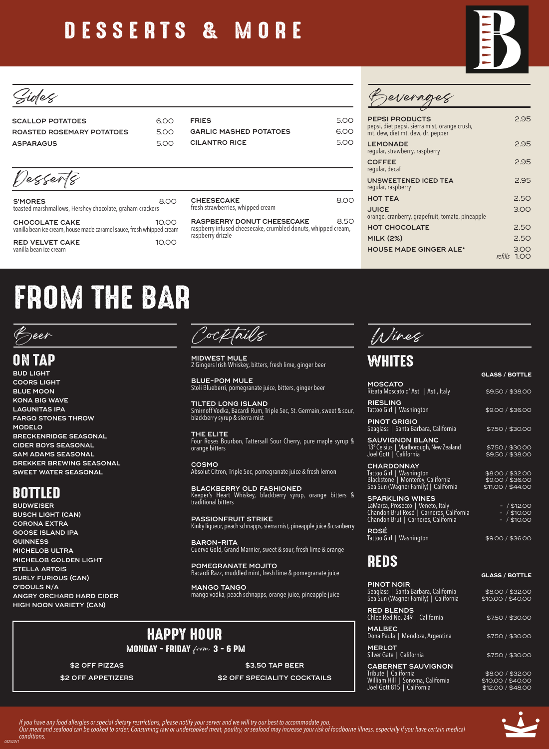# DESSERTS & MORE

## Sides

| | |
|---|---|
| SCALLOP POTATOES | 6.00 |
| ROASTED ROSEMARY POTATOES | 5.00 |
| ASPARAGUS | 5.00 |
| FRIES | 5.00 |
| GARLIC MASHED POTATOES | 6.00 |
| CILANTRO RICE | 5.00 |

## Desserts

**S'MORES** 8.00
toasted marshmallows, Hershey chocolate, graham crackers

**CHOCOLATE CAKE** 10.00
vanilla bean ice cream, house made caramel sauce, fresh whipped cream

**RED VELVET CAKE** 10.00
vanilla bean ice cream

**CHEESECAKE** 8.00
fresh strawberries, whipped cream

**RASPBERRY DONUT CHEESECAKE** 8.50
raspberry infused cheesecake, crumbled donuts, whipped cream, raspberry drizzle

## Beverages

**PEPSI PRODUCTS** 2.95
pepsi, diet pepsi, sierra mist, orange crush, mt. dew, diet mt. dew, dr. pepper

**LEMONADE** 2.95
regular, strawberry, raspberry

**COFFEE** 2.95
regular, decaf

**UNSWEETENED ICED TEA** 2.95
regular, raspberry

**HOT TEA** 2.50

**JUICE** 3.00
orange, cranberry, grapefruit, tomato, pineapple

**HOT CHOCOLATE** 2.50

**MILK (2%)** 2.50

**HOUSE MADE GINGER ALE*** 3.00
*refills* 1.00

# FROM THE BAR

## Beer

### ON TAP

- BUD LIGHT
- COORS LIGHT
- BLUE MOON
- KONA BIG WAVE
- LAGUNITAS IPA
- FARGO STONES THROW
- MODELO
- BRECKENRIDGE SEASONAL
- CIDER BOYS SEASONAL
- SAM ADAMS SEASONAL
- DREKKER BREWING SEASONAL
- SWEET WATER SEASONAL

### BOTTLED

- BUDWEISER
- BUSCH LIGHT (CAN)
- CORONA EXTRA
- GOOSE ISLAND IPA
- GUINNESS
- MICHELOB ULTRA
- MICHELOB GOLDEN LIGHT
- STELLA ARTOIS
- SURLY FURIOUS (CAN)
- O'DOULS N/A
- ANGRY ORCHARD HARD CIDER
- HIGH NOON VARIETY (CAN)

## Cocktails

**MIDWEST MULE**
2 Gingers Irish Whiskey, bitters, fresh lime, ginger beer

**BLUE-POM MULE**
Stoli Blueberri, pomegranate juice, bitters, ginger beer

**TILTED LONG ISLAND**
Smirnoff Vodka, Bacardi Rum, Triple Sec, St. Germain, sweet & sour, blackberry syrup & sierra mist

**THE ELITE**
Four Roses Bourbon, Tattersall Sour Cherry, pure maple syrup & orange bitters

**COSMO**
Absolut Citron, Triple Sec, pomegranate juice & fresh lemon

**BLACKBERRY OLD FASHIONED**
Keeper's Heart Whiskey, blackberry syrup, orange bitters & traditional bitters

**PASSIONFRUIT STRIKE**
Kinky liqueur, peach schnapps, sierra mist, pineapple juice & cranberry

**BARON-RITA**
Cuervo Gold, Grand Marnier, sweet & sour, fresh lime & orange

**POMEGRANATE MOJITO**
Bacardi Razz, muddled mint, fresh lime & pomegranate juice

**MANGO TANGO**
mango vodka, peach schnapps, orange juice, pineapple juice

## Wines

### WHITES

| | GLASS / BOTTLE |
|---|---|
| **MOSCATO** | |
| Risata Moscato d' Asti \| Asti, Italy | $9.50 / $38.00 |
| **RIESLING** | |
| Tattoo Girl \| Washington | $9.00 / $36.00 |
| **PINOT GRIGIO** | |
| Seaglass \| Santa Barbara, California | $7.50 / $30.00 |
| **SAUVIGNON BLANC** | |
| 13° Celsius \| Marlborough, New Zealand | $7.50 / $30.00 |
| Joel Gott \| California | $9.50 / $38.00 |
| **CHARDONNAY** | |
| Tattoo Girl \| Washington | $8.00 / $32.00 |
| Blackstone \| Monterey, California | $9.00 / $36.00 |
| Sea Sun (Wagner Family) \| California | $11.00 / $44.00 |
| **SPARKLING WINES** | |
| LaMarca, Prosecco \| Veneto, Italy | - / $12.00 |
| Chandon Brut Rosé \| Carneros, California | - / $10.00 |
| Chandon Brut \| Carneros, California | - / $10.00 |
| **ROSÉ** | |
| Tattoo Girl \| Washington | $9.00 / $36.00 |

### REDS

| | GLASS / BOTTLE |
|---|---|
| **PINOT NOIR** | |
| Seaglass \| Santa Barbara, California | $8.00 / $32.00 |
| Sea Sun (Wagner Family) \| California | $10.00 / $40.00 |
| **RED BLENDS** | |
| Chloe Red No. 249 \| California | $7.50 / $30.00 |
| **MALBEC** | |
| Dona Paula \| Mendoza, Argentina | $7.50 / $30.00 |
| **MERLOT** | |
| Silver Gate \| California | $7.50 / $30.00 |
| **CABERNET SAUVIGNON** | |
| Tribute \| California | $8.00 / $32.00 |
| William Hill \| Sonoma, California | $10.00 / $40.00 |
| Joel Gott 815 \| California | $12.00 / $48.00 |

## HAPPY HOUR

**MONDAY - FRIDAY** *from* **3 - 6 PM**

- $2 OFF PIZZAS
- $2 OFF APPETIZERS
- $3.50 TAP BEER
- $2 OFF SPECIALITY COCKTAILS

*If you have any food allergies or special dietary restrictions, please notify your server and we will try our best to accommodate you.*
*Our meat and seafood can be cooked to order. Consuming raw or undercooked meat, poultry, or seafood may increase your risk of foodborne illness, especially if you have certain medical conditions.*

052522V1